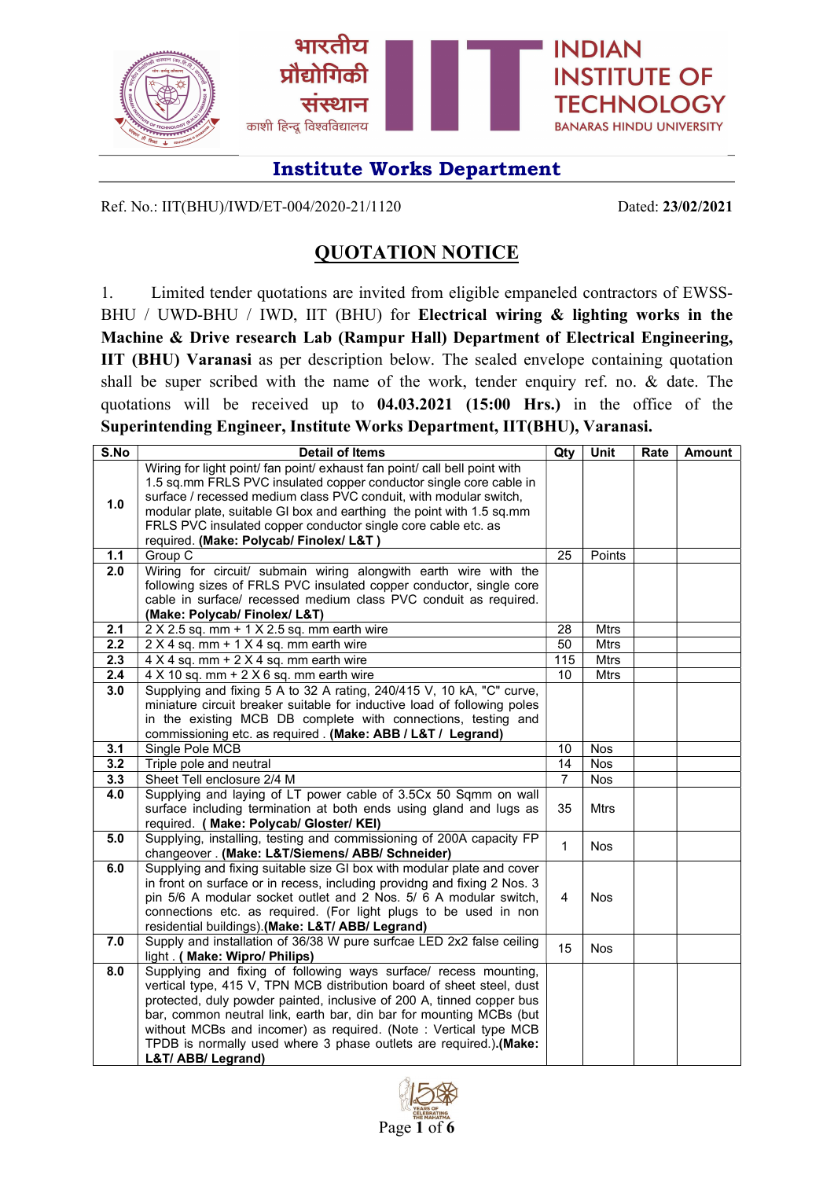भारतीय प्रौद्योगिकी संस्थान काशी हिन्दू विश्वविद्यालय

INDIAN INSTITUTE OF TECHNOLOGY BANARAS HINDU UNIVERSITY

## Institute Works Department

Ref. No.: IIT(BHU)/IWD/ET-004/2020-21/1120 Dated: **23/02/2021**

# QUOTATION NOTICE

1. Limited tender quotations are invited from eligible empaneled contractors of EWSS-BHU / UWD-BHU / IWD, IIT (BHU) for **Electrical wiring & lighting works in the Machine & Drive research Lab (Rampur Hall) Department of Electrical Engineering, IIT (BHU) Varanasi** as per description below. The sealed envelope containing quotation shall be super scribed with the name of the work, tender enquiry ref. no. & date. The quotations will be received up to **04.03.2021 (15:00 Hrs.)** in the office of the **Superintending Engineer, Institute Works Department, IIT(BHU), Varanasi.**

| S.No | Detail of Items | Qty | Unit | Rate | Amount |
|---|---|---|---|---|---|
| **1.0** | Wiring for light point/ fan point/ exhaust fan point/ call bell point with 1.5 sq.mm FRLS PVC insulated copper conductor single core cable in surface / recessed medium class PVC conduit, with modular switch, modular plate, suitable GI box and earthing the point with 1.5 sq.mm FRLS PVC insulated copper conductor single core cable etc. as required. **(Make: Polycab/ Finolex/ L&T )** | | | | |
| **1.1** | Group C | 25 | Points | | |
| **2.0** | Wiring for circuit/ submain wiring alongwith earth wire with the following sizes of FRLS PVC insulated copper conductor, single core cable in surface/ recessed medium class PVC conduit as required. **(Make: Polycab/ Finolex/ L&T)** | | | | |
| **2.1** | 2 X 2.5 sq. mm + 1 X 2.5 sq. mm earth wire | 28 | Mtrs | | |
| **2.2** | 2 X 4 sq. mm + 1 X 4 sq. mm earth wire | 50 | Mtrs | | |
| **2.3** | 4 X 4 sq. mm + 2 X 4 sq. mm earth wire | 115 | Mtrs | | |
| **2.4** | 4 X 10 sq. mm + 2 X 6 sq. mm earth wire | 10 | Mtrs | | |
| **3.0** | Supplying and fixing 5 A to 32 A rating, 240/415 V, 10 kA, "C" curve, miniature circuit breaker suitable for inductive load of following poles in the existing MCB DB complete with connections, testing and commissioning etc. as required . **(Make: ABB / L&T / Legrand)** | | | | |
| **3.1** | Single Pole MCB | 10 | Nos | | |
| **3.2** | Triple pole and neutral | 14 | Nos | | |
| **3.3** | Sheet Tell enclosure 2/4 M | 7 | Nos | | |
| **4.0** | Supplying and laying of LT power cable of 3.5Cx 50 Sqmm on wall surface including termination at both ends using gland and lugs as required. **( Make: Polycab/ Gloster/ KEI)** | 35 | Mtrs | | |
| **5.0** | Supplying, installing, testing and commissioning of 200A capacity FP changeover . **(Make: L&T/Siemens/ ABB/ Schneider)** | 1 | Nos | | |
| **6.0** | Supplying and fixing suitable size GI box with modular plate and cover in front on surface or in recess, including providng and fixing 2 Nos. 3 pin 5/6 A modular socket outlet and 2 Nos. 5/ 6 A modular switch, connections etc. as required. (For light plugs to be used in non residential buildings).**(Make: L&T/ ABB/ Legrand)** | 4 | Nos | | |
| **7.0** | Supply and installation of 36/38 W pure surfcae LED 2x2 false ceiling light . **( Make: Wipro/ Philips)** | 15 | Nos | | |
| **8.0** | Supplying and fixing of following ways surface/ recess mounting, vertical type, 415 V, TPN MCB distribution board of sheet steel, dust protected, duly powder painted, inclusive of 200 A, tinned copper bus bar, common neutral link, earth bar, din bar for mounting MCBs (but without MCBs and incomer) as required. (Note : Vertical type MCB TPDB is normally used where 3 phase outlets are required.).**(Make: L&T/ ABB/ Legrand)** | | | | |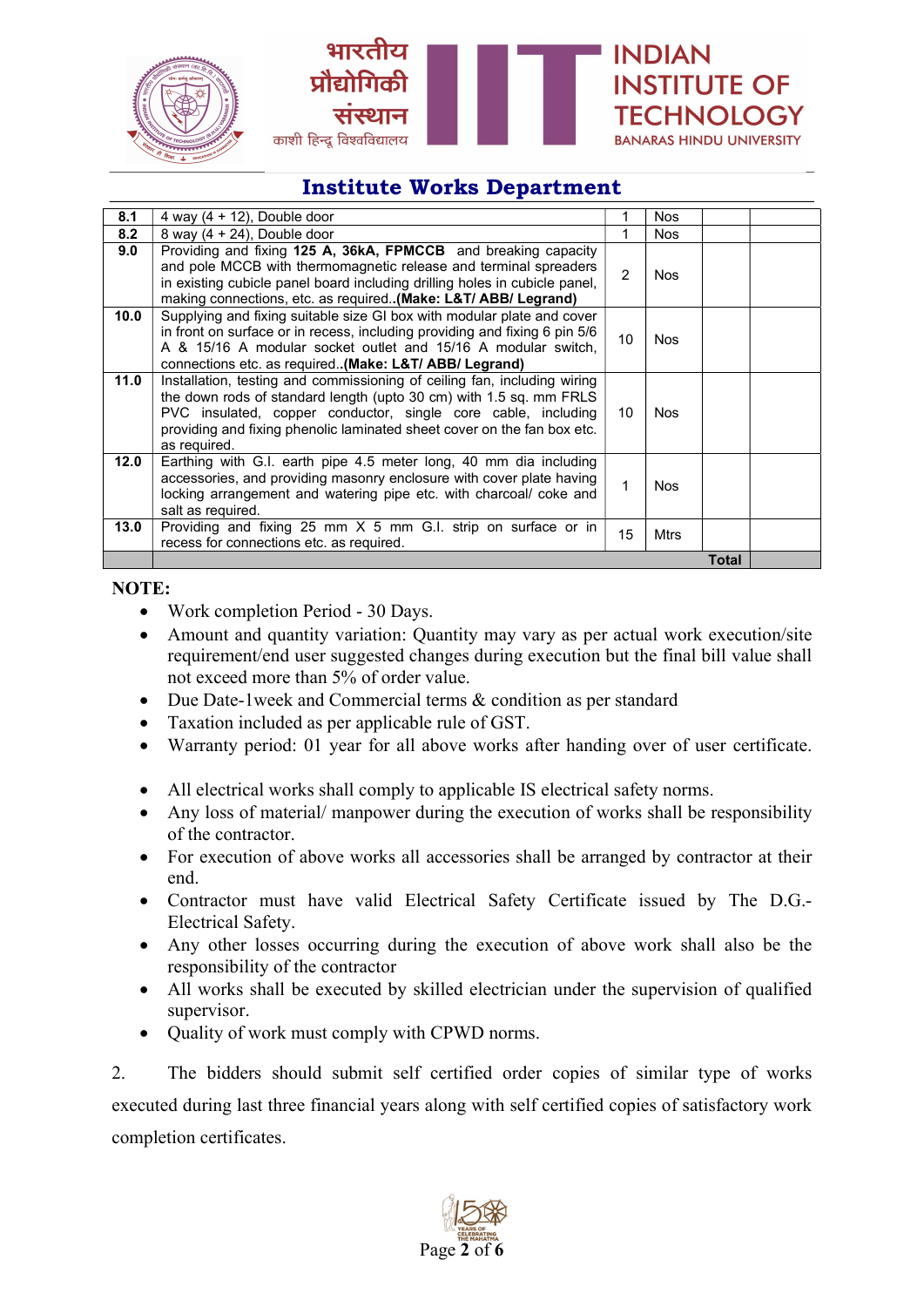## Institute Works Department

| | | | | | |
|---|---|---|---|---|---|
| **8.1** | 4 way (4 + 12), Double door | 1 | Nos | | |
| **8.2** | 8 way (4 + 24), Double door | 1 | Nos | | |
| **9.0** | Providing and fixing **125 A, 36kA, FPMCCB** and breaking capacity and pole MCCB with thermomagnetic release and terminal spreaders in existing cubicle panel board including drilling holes in cubicle panel, making connections, etc. as required..**(Make: L&T/ ABB/ Legrand)** | 2 | Nos | | |
| **10.0** | Supplying and fixing suitable size GI box with modular plate and cover in front on surface or in recess, including providing and fixing 6 pin 5/6 A & 15/16 A modular socket outlet and 15/16 A modular switch, connections etc. as required..**(Make: L&T/ ABB/ Legrand)** | 10 | Nos | | |
| **11.0** | Installation, testing and commissioning of ceiling fan, including wiring the down rods of standard length (upto 30 cm) with 1.5 sq. mm FRLS PVC insulated, copper conductor, single core cable, including providing and fixing phenolic laminated sheet cover on the fan box etc. as required. | 10 | Nos | | |
| **12.0** | Earthing with G.I. earth pipe 4.5 meter long, 40 mm dia including accessories, and providing masonry enclosure with cover plate having locking arrangement and watering pipe etc. with charcoal/ coke and salt as required. | 1 | Nos | | |
| **13.0** | Providing and fixing 25 mm X 5 mm G.I. strip on surface or in recess for connections etc. as required. | 15 | Mtrs | | |
| | | | | **Total** | |

**NOTE:**

- Work completion Period - 30 Days.
- Amount and quantity variation: Quantity may vary as per actual work execution/site requirement/end user suggested changes during execution but the final bill value shall not exceed more than 5% of order value.
- Due Date-1week and Commercial terms & condition as per standard
- Taxation included as per applicable rule of GST.
- Warranty period: 01 year for all above works after handing over of user certificate.
- All electrical works shall comply to applicable IS electrical safety norms.
- Any loss of material/ manpower during the execution of works shall be responsibility of the contractor.
- For execution of above works all accessories shall be arranged by contractor at their end.
- Contractor must have valid Electrical Safety Certificate issued by The D.G.-Electrical Safety.
- Any other losses occurring during the execution of above work shall also be the responsibility of the contractor
- All works shall be executed by skilled electrician under the supervision of qualified supervisor.
- Quality of work must comply with CPWD norms.

2. The bidders should submit self certified order copies of similar type of works executed during last three financial years along with self certified copies of satisfactory work completion certificates.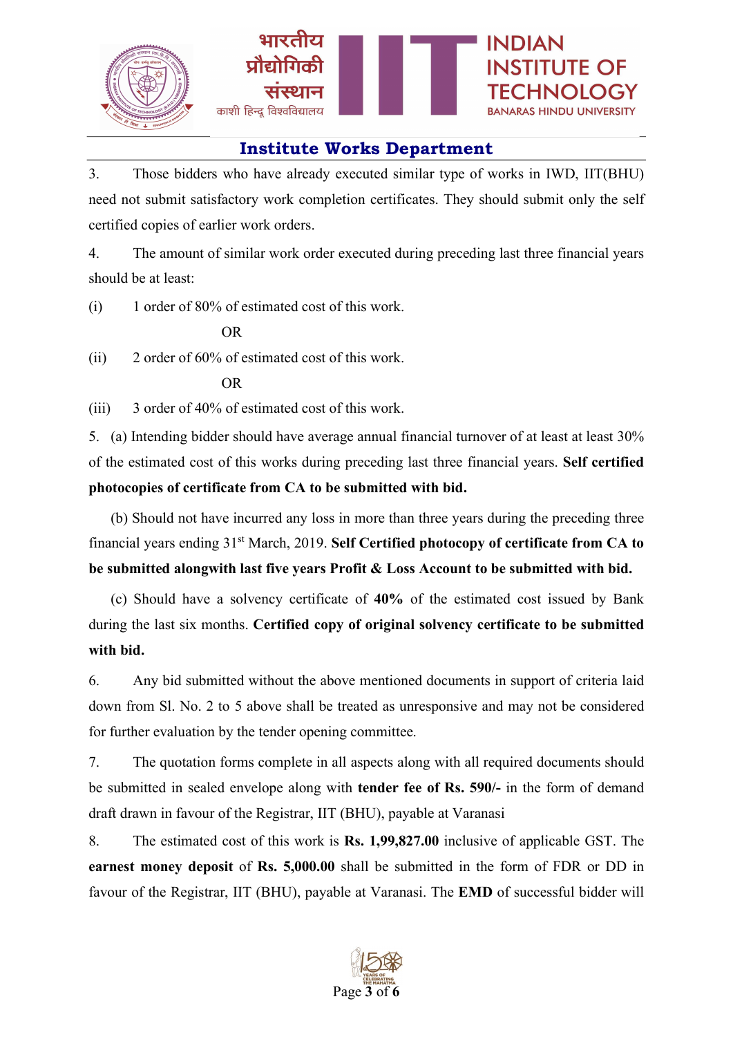## Institute Works Department

3. Those bidders who have already executed similar type of works in IWD, IIT(BHU) need not submit satisfactory work completion certificates. They should submit only the self certified copies of earlier work orders.

4. The amount of similar work order executed during preceding last three financial years should be at least:

(i) 1 order of 80% of estimated cost of this work.

OR

(ii) 2 order of 60% of estimated cost of this work.

OR

(iii) 3 order of 40% of estimated cost of this work.

5. (a) Intending bidder should have average annual financial turnover of at least at least 30% of the estimated cost of this works during preceding last three financial years. **Self certified photocopies of certificate from CA to be submitted with bid.**

(b) Should not have incurred any loss in more than three years during the preceding three financial years ending 31st March, 2019. **Self Certified photocopy of certificate from CA to be submitted alongwith last five years Profit & Loss Account to be submitted with bid.**

(c) Should have a solvency certificate of **40%** of the estimated cost issued by Bank during the last six months. **Certified copy of original solvency certificate to be submitted with bid.**

6. Any bid submitted without the above mentioned documents in support of criteria laid down from Sl. No. 2 to 5 above shall be treated as unresponsive and may not be considered for further evaluation by the tender opening committee.

7. The quotation forms complete in all aspects along with all required documents should be submitted in sealed envelope along with **tender fee of Rs. 590/-** in the form of demand draft drawn in favour of the Registrar, IIT (BHU), payable at Varanasi

8. The estimated cost of this work is **Rs. 1,99,827.00** inclusive of applicable GST. The **earnest money deposit** of **Rs. 5,000.00** shall be submitted in the form of FDR or DD in favour of the Registrar, IIT (BHU), payable at Varanasi. The **EMD** of successful bidder will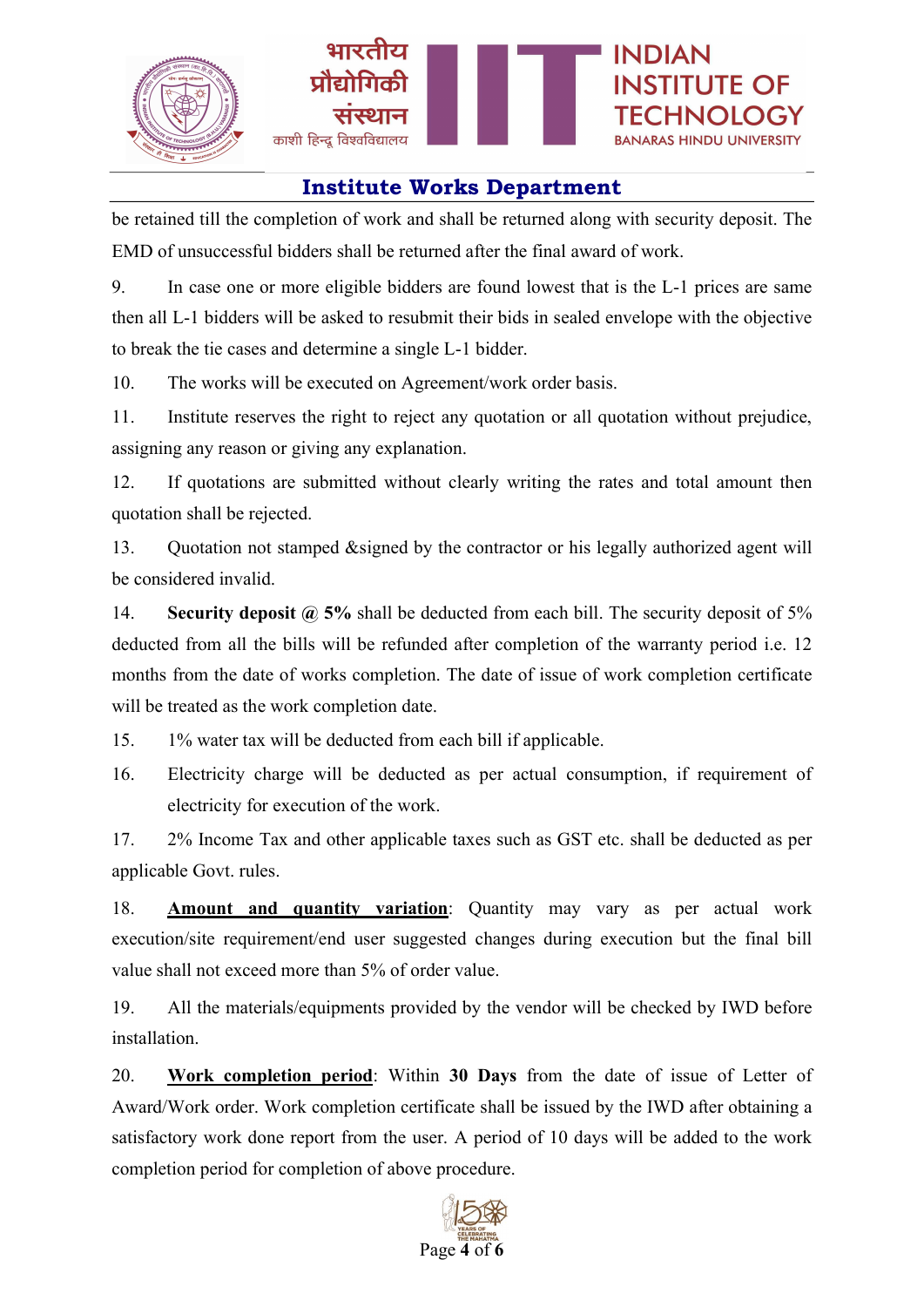be retained till the completion of work and shall be returned along with security deposit. The EMD of unsuccessful bidders shall be returned after the final award of work.

9. In case one or more eligible bidders are found lowest that is the L-1 prices are same then all L-1 bidders will be asked to resubmit their bids in sealed envelope with the objective to break the tie cases and determine a single L-1 bidder.

10. The works will be executed on Agreement/work order basis.

11. Institute reserves the right to reject any quotation or all quotation without prejudice, assigning any reason or giving any explanation.

12. If quotations are submitted without clearly writing the rates and total amount then quotation shall be rejected.

13. Quotation not stamped &signed by the contractor or his legally authorized agent will be considered invalid.

14. **Security deposit @ 5%** shall be deducted from each bill. The security deposit of 5% deducted from all the bills will be refunded after completion of the warranty period i.e. 12 months from the date of works completion. The date of issue of work completion certificate will be treated as the work completion date.

15. 1% water tax will be deducted from each bill if applicable.

16. Electricity charge will be deducted as per actual consumption, if requirement of electricity for execution of the work.

17. 2% Income Tax and other applicable taxes such as GST etc. shall be deducted as per applicable Govt. rules.

18. **Amount and quantity variation**: Quantity may vary as per actual work execution/site requirement/end user suggested changes during execution but the final bill value shall not exceed more than 5% of order value.

19. All the materials/equipments provided by the vendor will be checked by IWD before installation.

20. **Work completion period**: Within **30 Days** from the date of issue of Letter of Award/Work order. Work completion certificate shall be issued by the IWD after obtaining a satisfactory work done report from the user. A period of 10 days will be added to the work completion period for completion of above procedure.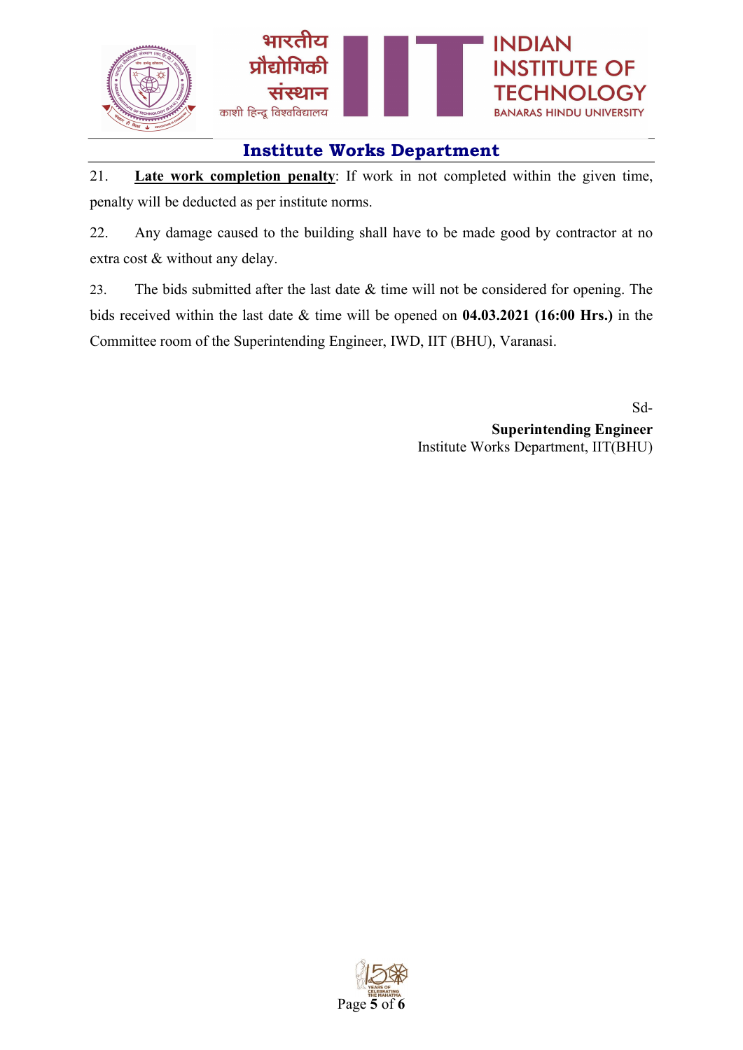## Institute Works Department

21. **Late work completion penalty**: If work in not completed within the given time, penalty will be deducted as per institute norms.

22. Any damage caused to the building shall have to be made good by contractor at no extra cost & without any delay.

23. The bids submitted after the last date & time will not be considered for opening. The bids received within the last date & time will be opened on **04.03.2021 (16:00 Hrs.)** in the Committee room of the Superintending Engineer, IWD, IIT (BHU), Varanasi.

Sd-

**Superintending Engineer**

Institute Works Department, IIT(BHU)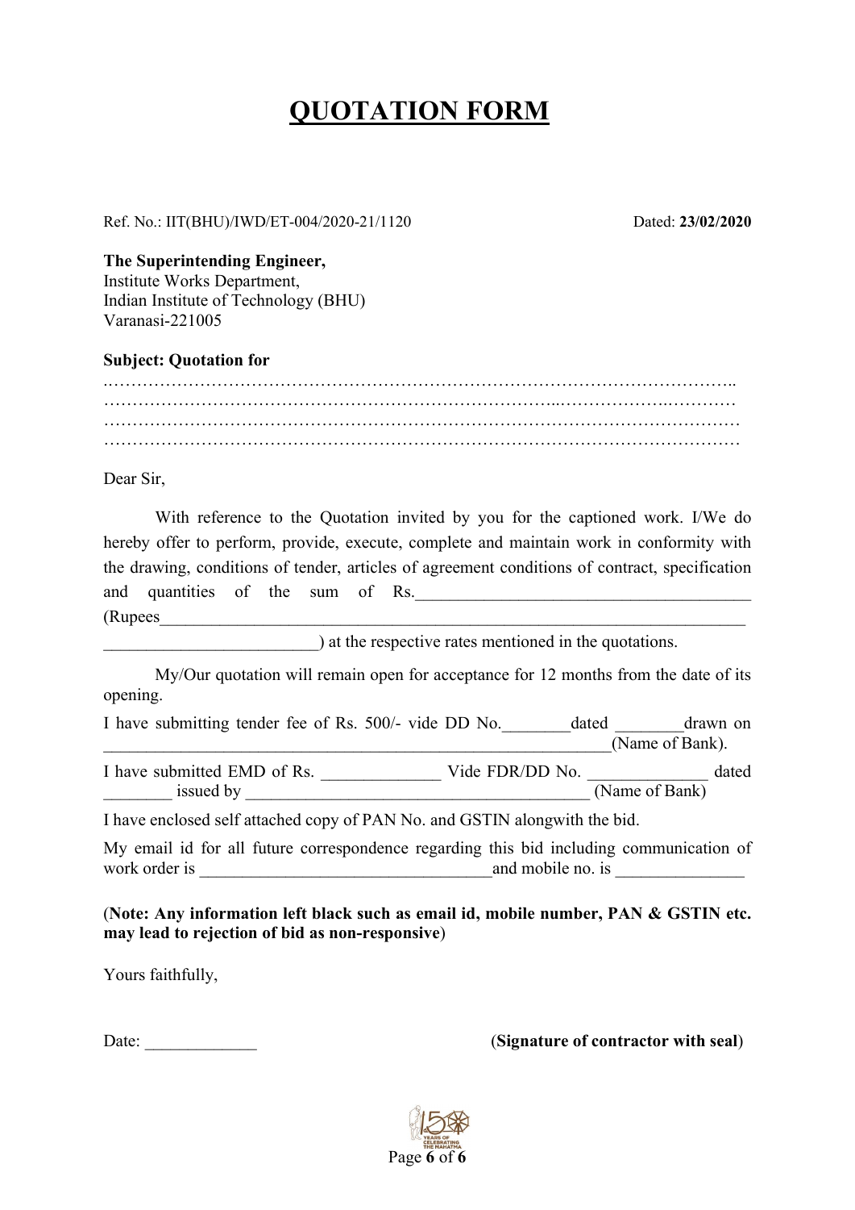# QUOTATION FORM

Ref. No.: IIT(BHU)/IWD/ET-004/2020-21/1120 Dated: **23/02/2020**

**The Superintending Engineer,**
Institute Works Department,
Indian Institute of Technology (BHU)
Varanasi-221005

**Subject: Quotation for**

…………………………………………………………………………………………………..
…………………………………………………………………...………………..…………
………………………………………………………………………………………………
………………………………………………………………………………………………

Dear Sir,

With reference to the Quotation invited by you for the captioned work. I/We do hereby offer to perform, provide, execute, complete and maintain work in conformity with the drawing, conditions of tender, articles of agreement conditions of contract, specification and quantities of the sum of Rs.\_\_\_\_\_\_\_\_\_\_\_\_\_\_\_\_\_\_\_\_\_\_\_\_\_\_\_\_\_\_\_\_\_\_\_\_\_\_\_ (Rupees\_\_\_\_\_\_\_\_\_\_\_\_\_\_\_\_\_\_\_\_\_\_\_\_\_\_\_\_\_\_\_\_\_\_\_\_\_\_\_\_\_\_\_\_\_\_\_\_\_\_\_\_\_\_\_\_\_\_\_\_\_\_\_\_\_\_\_\_\_\_ \_\_\_\_\_\_\_\_\_\_\_\_\_\_\_\_\_\_\_\_\_\_\_\_) at the respective rates mentioned in the quotations.

My/Our quotation will remain open for acceptance for 12 months from the date of its opening.

I have submitting tender fee of Rs. 500/- vide DD No.\_\_\_\_\_\_\_\_dated \_\_\_\_\_\_\_\_drawn on \_\_\_\_\_\_\_\_\_\_\_\_\_\_\_\_\_\_\_\_\_\_\_\_\_\_\_\_\_\_\_\_\_\_\_\_\_\_\_\_\_\_\_\_\_\_\_\_\_\_\_\_\_\_\_\_\_\_(Name of Bank).

I have submitted EMD of Rs. \_\_\_\_\_\_\_\_\_\_\_\_\_\_ Vide FDR/DD No. \_\_\_\_\_\_\_\_\_\_\_\_\_\_ dated \_\_\_\_\_\_\_\_ issued by \_\_\_\_\_\_\_\_\_\_\_\_\_\_\_\_\_\_\_\_\_\_\_\_\_\_\_\_\_\_\_\_\_\_\_\_\_\_\_\_\_\_ (Name of Bank)

I have enclosed self attached copy of PAN No. and GSTIN alongwith the bid.

My email id for all future correspondence regarding this bid including communication of work order is \_\_\_\_\_\_\_\_\_\_\_\_\_\_\_\_\_\_\_\_\_\_\_\_\_\_\_\_\_\_\_\_\_\_and mobile no. is \_\_\_\_\_\_\_\_\_\_\_\_\_\_\_

(**Note: Any information left black such as email id, mobile number, PAN & GSTIN etc. may lead to rejection of bid as non-responsive**)

Yours faithfully,

Date: \_\_\_\_\_\_\_\_\_\_\_\_\_ (**Signature of contractor with seal**)